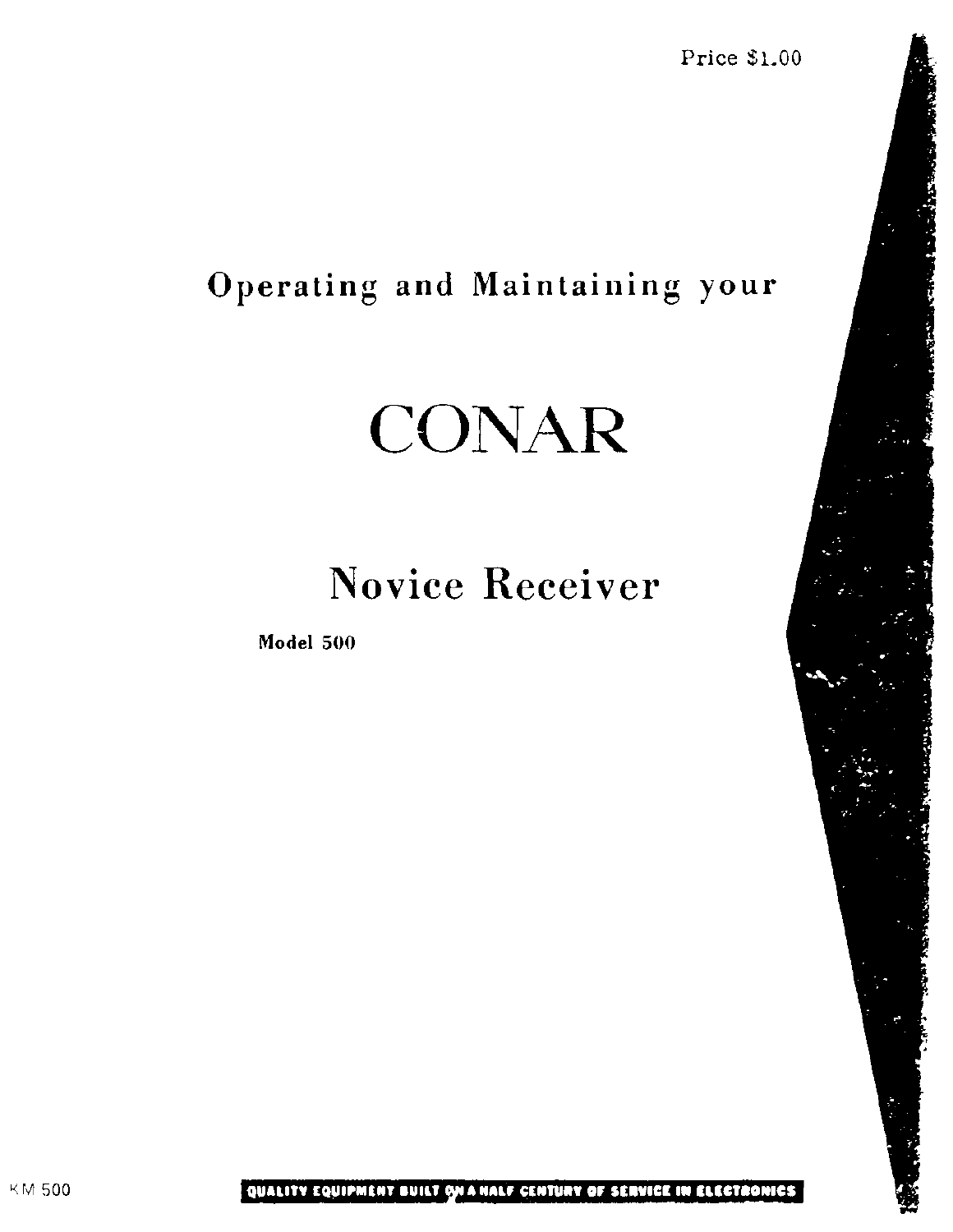Price $1.00

# Operating and Maintaining your

# CONAR

## Novice Receiver

**Model 500**

KM 500

**QUALITY EQUIPMENT BUILT ON A HALF CENTURY OF SERVICE IN ELECTRONICS**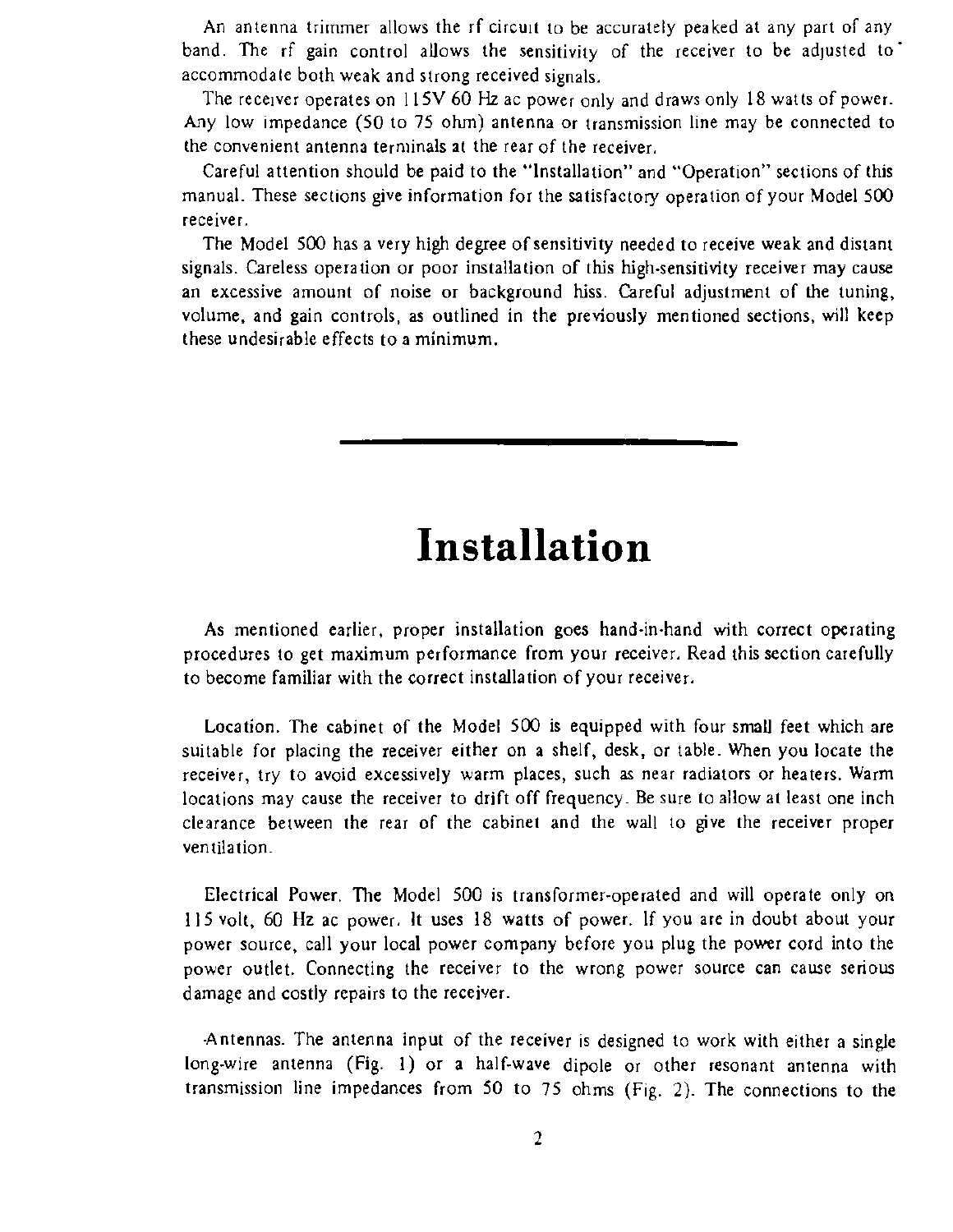An antenna trimmer allows the rf circuit to be accurately peaked at any part of any band. The rf gain control allows the sensitivity of the receiver to be adjusted to accommodate both weak and strong received signals.

The receiver operates on 115V 60 Hz ac power only and draws only 18 watts of power. Any low impedance (50 to 75 ohm) antenna or transmission line may be connected to the convenient antenna terminals at the rear of the receiver.

Careful attention should be paid to the "Installation" and "Operation" sections of this manual. These sections give information for the satisfactory operation of your Model 500 receiver.

The Model 500 has a very high degree of sensitivity needed to receive weak and distant signals. Careless operation or poor installation of this high-sensitivity receiver may cause an excessive amount of noise or background hiss. Careful adjustment of the tuning, volume, and gain controls, as outlined in the previously mentioned sections, will keep these undesirable effects to a minimum.

---

# Installation

As mentioned earlier, proper installation goes hand-in-hand with correct operating procedures to get maximum performance from your receiver. Read this section carefully to become familiar with the correct installation of your receiver.

Location. The cabinet of the Model 500 is equipped with four small feet which are suitable for placing the receiver either on a shelf, desk, or table. When you locate the receiver, try to avoid excessively warm places, such as near radiators or heaters. Warm locations may cause the receiver to drift off frequency. Be sure to allow at least one inch clearance between the rear of the cabinet and the wall to give the receiver proper ventilation.

Electrical Power. The Model 500 is transformer-operated and will operate only on 115 volt, 60 Hz ac power. It uses 18 watts of power. If you are in doubt about your power source, call your local power company before you plug the power cord into the power outlet. Connecting the receiver to the wrong power source can cause serious damage and costly repairs to the receiver.

Antennas. The antenna input of the receiver is designed to work with either a single long-wire antenna (Fig. 1) or a half-wave dipole or other resonant antenna with transmission line impedances from 50 to 75 ohms (Fig. 2). The connections to the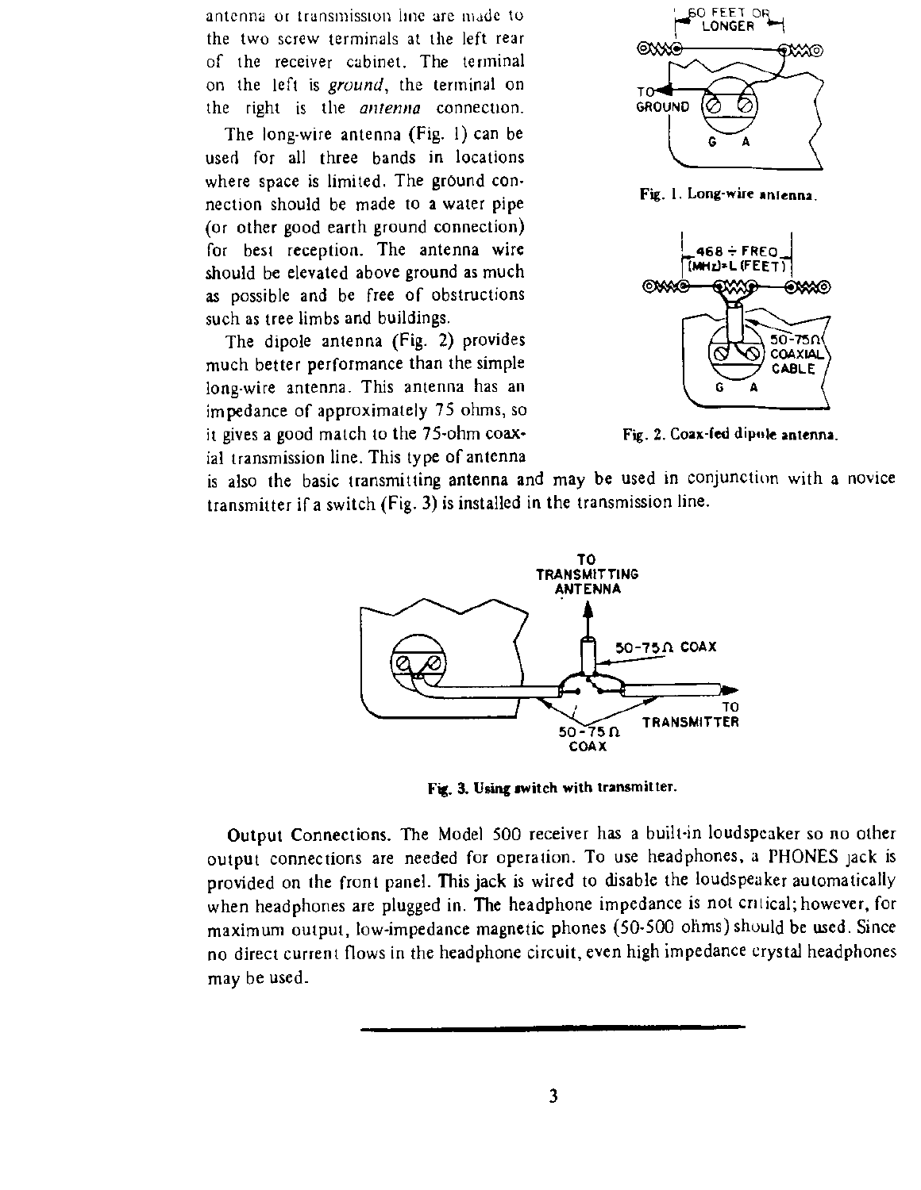antenna or transmission line are made to the two screw terminals at the left rear of the receiver cabinet. The terminal on the left is *ground*, the terminal on the right is the *antenna* connection.

The long-wire antenna (Fig. 1) can be used for all three bands in locations where space is limited. The ground connection should be made to a water pipe (or other good earth ground connection) for best reception. The antenna wire should be elevated above ground as much as possible and be free of obstructions such as tree limbs and buildings.

The dipole antenna (Fig. 2) provides much better performance than the simple long-wire antenna. This antenna has an impedance of approximately 75 ohms, so it gives a good match to the 75-ohm coaxial transmission line. This type of antenna is also the basic transmitting antenna and may be used in conjunction with a novice transmitter if a switch (Fig. 3) is installed in the transmission line.

Fig. 1. Long-wire antenna.

Fig. 2. Coax-fed dipole antenna.

Fig. 3. Using switch with transmitter.

Output Connections. The Model 500 receiver has a built-in loudspeaker so no other output connections are needed for operation. To use headphones, a PHONES jack is provided on the front panel. This jack is wired to disable the loudspeaker automatically when headphones are plugged in. The headphone impedance is not critical; however, for maximum output, low-impedance magnetic phones (50-500 ohms) should be used. Since no direct current flows in the headphone circuit, even high impedance crystal headphones may be used.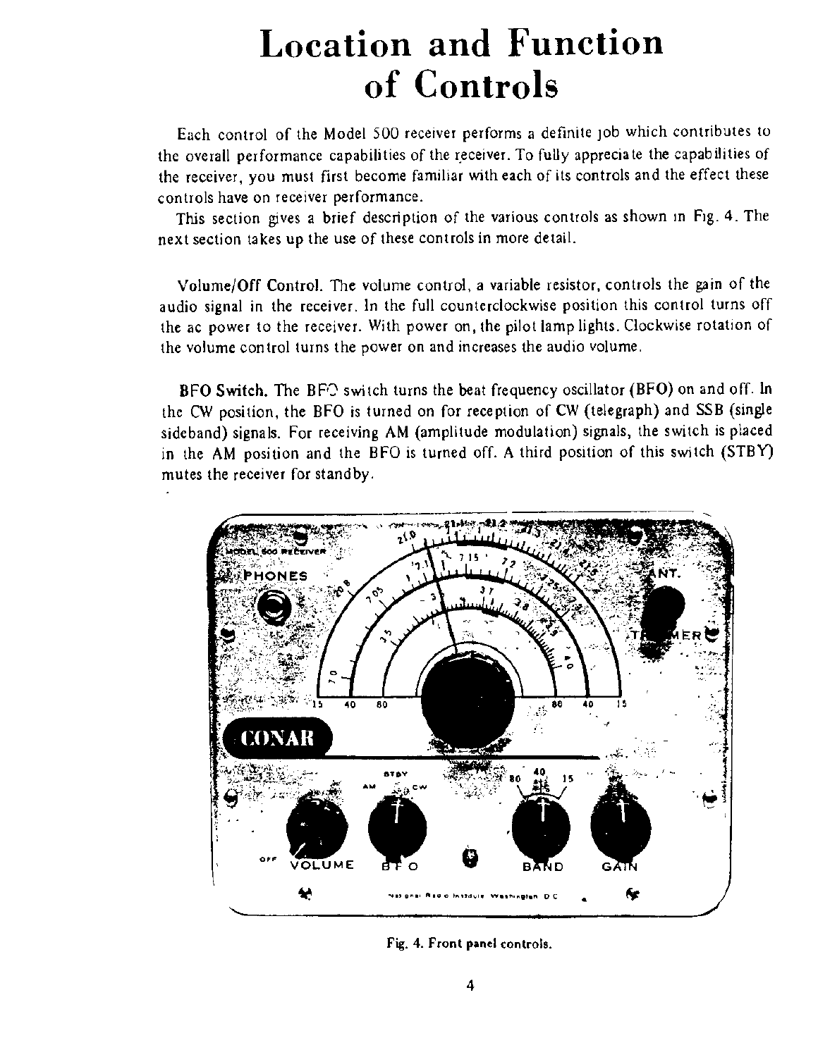# Location and Function of Controls

Each control of the Model 500 receiver performs a definite job which contributes to the overall performance capabilities of the receiver. To fully appreciate the capabilities of the receiver, you must first become familiar with each of its controls and the effect these controls have on receiver performance.

This section gives a brief description of the various controls as shown in Fig. 4. The next section takes up the use of these controls in more detail.

**Volume/Off Control.** The volume control, a variable resistor, controls the gain of the audio signal in the receiver. In the full counterclockwise position this control turns off the ac power to the receiver. With power on, the pilot lamp lights. Clockwise rotation of the volume control turns the power on and increases the audio volume.

**BFO Switch.** The BFO switch turns the beat frequency oscillator (BFO) on and off. In the CW position, the BFO is turned on for reception of CW (telegraph) and SSB (single sideband) signals. For receiving AM (amplitude modulation) signals, the switch is placed in the AM position and the BFO is turned off. A third position of this switch (STBY) mutes the receiver for standby.

Fig. 4. Front panel controls.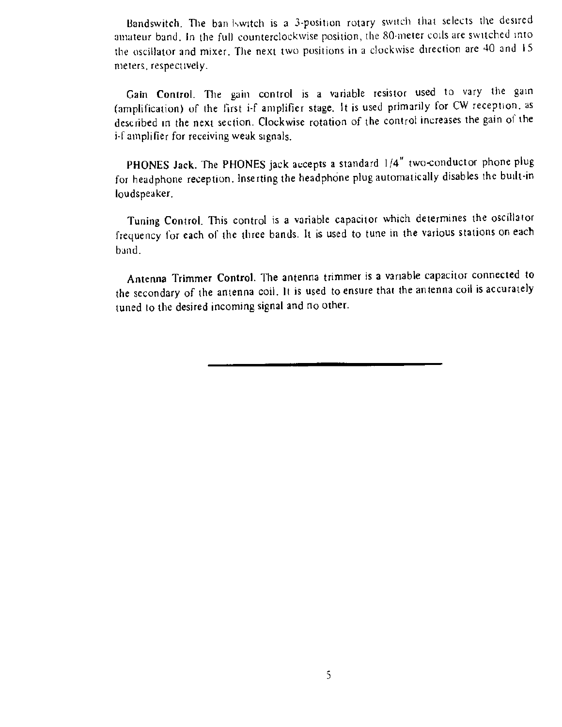**Bandswitch.** The bandswitch is a 3-position rotary switch that selects the desired amateur band. In the full counterclockwise position, the 80-meter coils are switched into the oscillator and mixer. The next two positions in a clockwise direction are 40 and 15 meters, respectively.

**Gain Control.** The gain control is a variable resistor used to vary the gain (amplification) of the first i-f amplifier stage. It is used primarily for CW reception, as described in the next section. Clockwise rotation of the control increases the gain of the i-f amplifier for receiving weak signals.

**PHONES Jack.** The PHONES jack accepts a standard 1/4" two-conductor phone plug for headphone reception. Inserting the headphone plug automatically disables the built-in loudspeaker.

**Tuning Control.** This control is a variable capacitor which determines the oscillator frequency for each of the three bands. It is used to tune in the various stations on each band.

**Antenna Trimmer Control.** The antenna trimmer is a variable capacitor connected to the secondary of the antenna coil. It is used to ensure that the antenna coil is accurately tuned to the desired incoming signal and no other.

---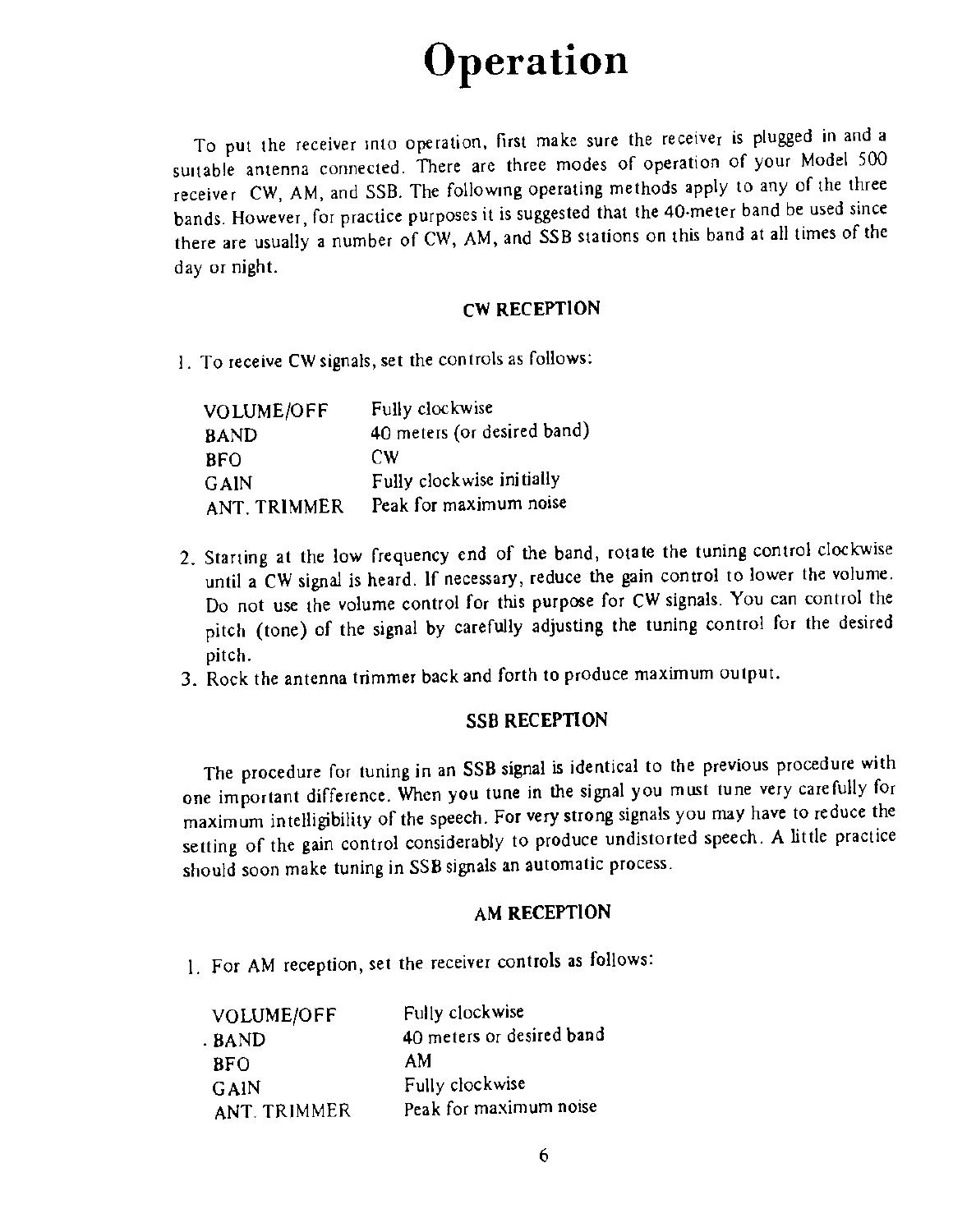# Operation

To put the receiver into operation, first make sure the receiver is plugged in and a suitable antenna connected. There are three modes of operation of your Model 500 receiver CW, AM, and SSB. The following operating methods apply to any of the three bands. However, for practice purposes it is suggested that the 40-meter band be used since there are usually a number of CW, AM, and SSB stations on this band at all times of the day or night.

### CW RECEPTION

1. To receive CW signals, set the controls as follows:

| | |
|---|---|
| VOLUME/OFF | Fully clockwise |
| BAND | 40 meters (or desired band) |
| BFO | CW |
| GAIN | Fully clockwise initially |
| ANT. TRIMMER | Peak for maximum noise |

2. Starting at the low frequency end of the band, rotate the tuning control clockwise until a CW signal is heard. If necessary, reduce the gain control to lower the volume. Do not use the volume control for this purpose for CW signals. You can control the pitch (tone) of the signal by carefully adjusting the tuning control for the desired pitch.
3. Rock the antenna trimmer back and forth to produce maximum output.

### SSB RECEPTION

The procedure for tuning in an SSB signal is identical to the previous procedure with one important difference. When you tune in the signal you must tune very carefully for maximum intelligibility of the speech. For very strong signals you may have to reduce the setting of the gain control considerably to produce undistorted speech. A little practice should soon make tuning in SSB signals an automatic process.

### AM RECEPTION

1. For AM reception, set the receiver controls as follows:

| | |
|---|---|
| VOLUME/OFF | Fully clockwise |
| BAND | 40 meters or desired band |
| BFO | AM |
| GAIN | Fully clockwise |
| ANT. TRIMMER | Peak for maximum noise |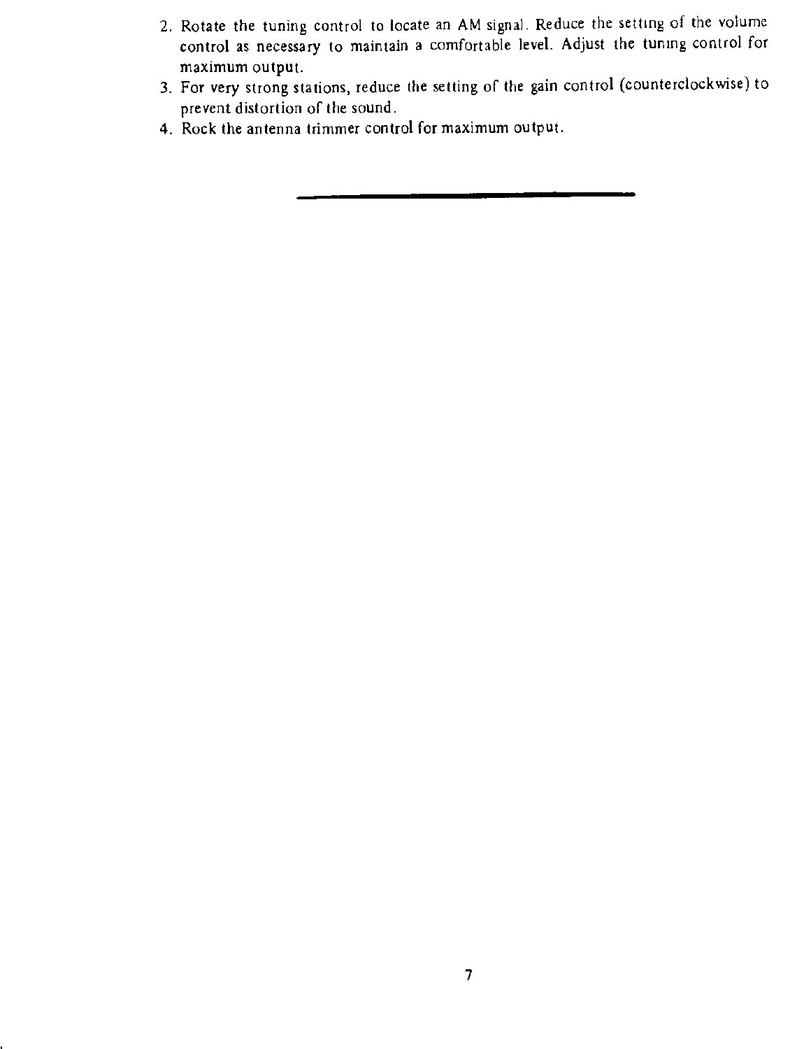2. Rotate the tuning control to locate an AM signal. Reduce the setting of the volume control as necessary to maintain a comfortable level. Adjust the tuning control for maximum output.
3. For very strong stations, reduce the setting of the gain control (counterclockwise) to prevent distortion of the sound.
4. Rock the antenna trimmer control for maximum output.

---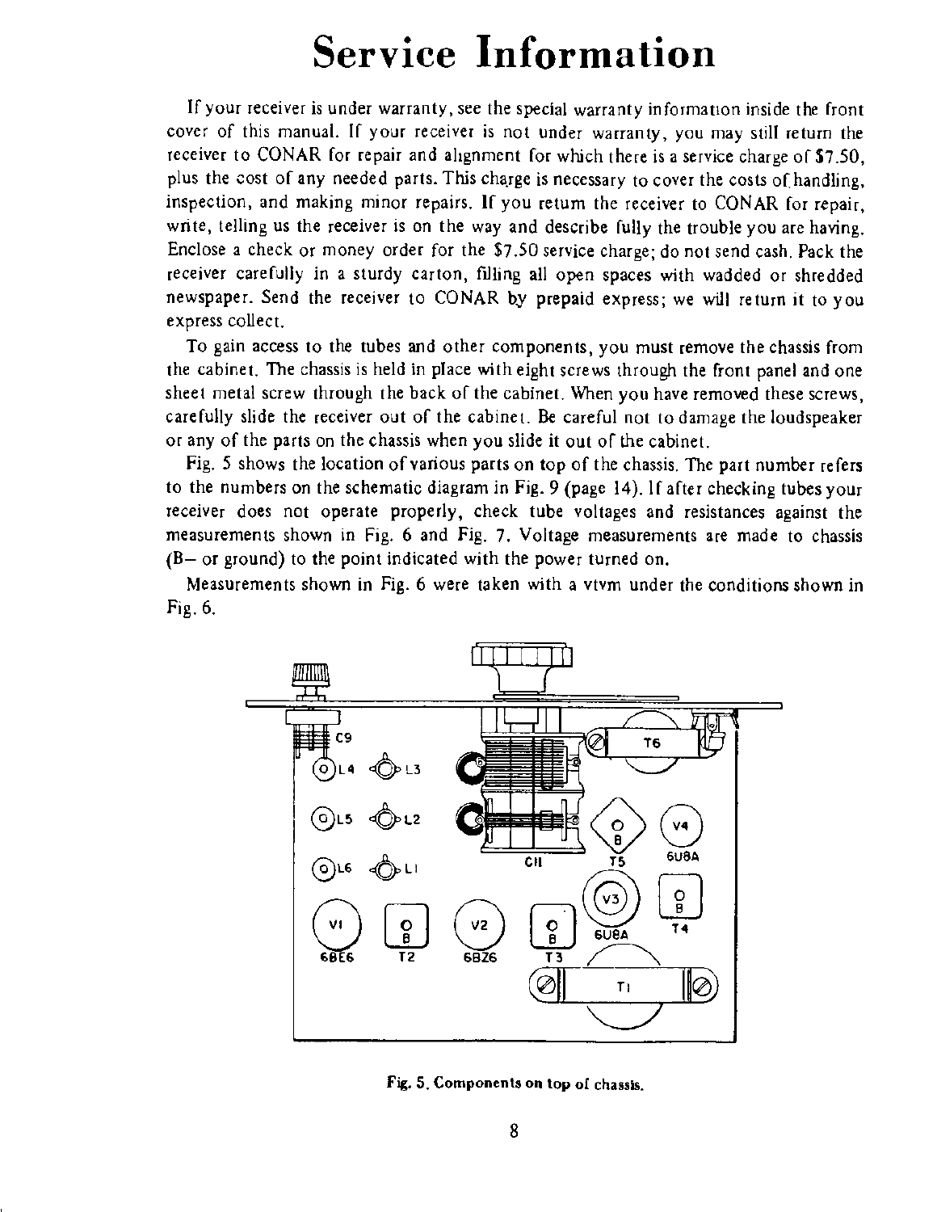# Service Information

If your receiver is under warranty, see the special warranty information inside the front cover of this manual. If your receiver is not under warranty, you may still return the receiver to CONAR for repair and alignment for which there is a service charge of $7.50, plus the cost of any needed parts. This charge is necessary to cover the costs of handling, inspection, and making minor repairs. If you return the receiver to CONAR for repair, write, telling us the receiver is on the way and describe fully the trouble you are having. Enclose a check or money order for the $7.50 service charge; do not send cash. Pack the receiver carefully in a sturdy carton, filling all open spaces with wadded or shredded newspaper. Send the receiver to CONAR by prepaid express; we will return it to you express collect.

To gain access to the tubes and other components, you must remove the chassis from the cabinet. The chassis is held in place with eight screws through the front panel and one sheet metal screw through the back of the cabinet. When you have removed these screws, carefully slide the receiver out of the cabinet. Be careful not to damage the loudspeaker or any of the parts on the chassis when you slide it out of the cabinet.

Fig. 5 shows the location of various parts on top of the chassis. The part number refers to the numbers on the schematic diagram in Fig. 9 (page 14). If after checking tubes your receiver does not operate properly, check tube voltages and resistances against the measurements shown in Fig. 6 and Fig. 7. Voltage measurements are made to chassis (B– or ground) to the point indicated with the power turned on.

Measurements shown in Fig. 6 were taken with a vtvm under the conditions shown in Fig. 6.

**Fig. 5. Components on top of chassis.**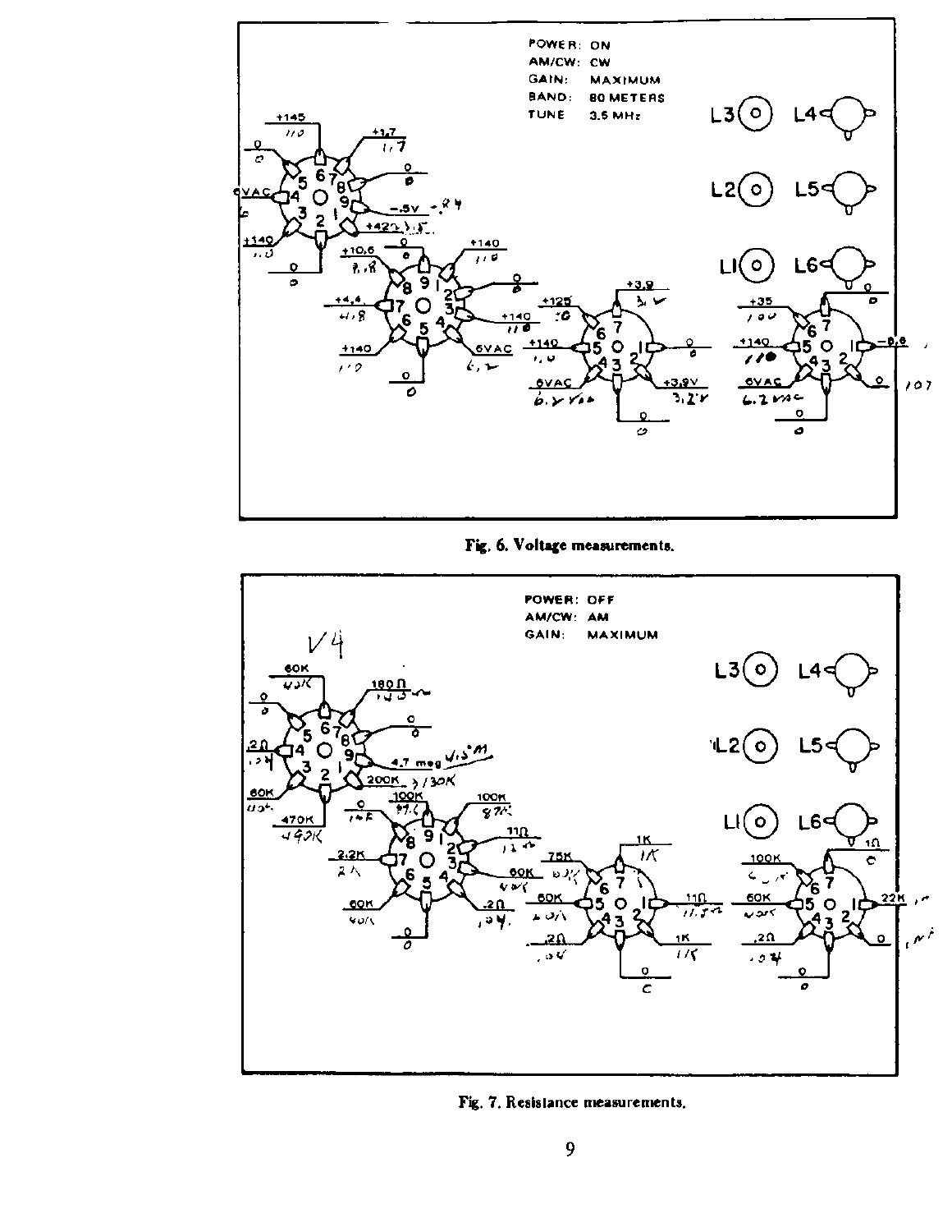POWER: ON
AM/CW: CW
GAIN: MAXIMUM
BAND: 80 METERS
TUNE 3.5 MHz

Fig. 6. Voltage measurements.

POWER: OFF
AM/CW: AM
GAIN: MAXIMUM

Fig. 7. Resistance measurements.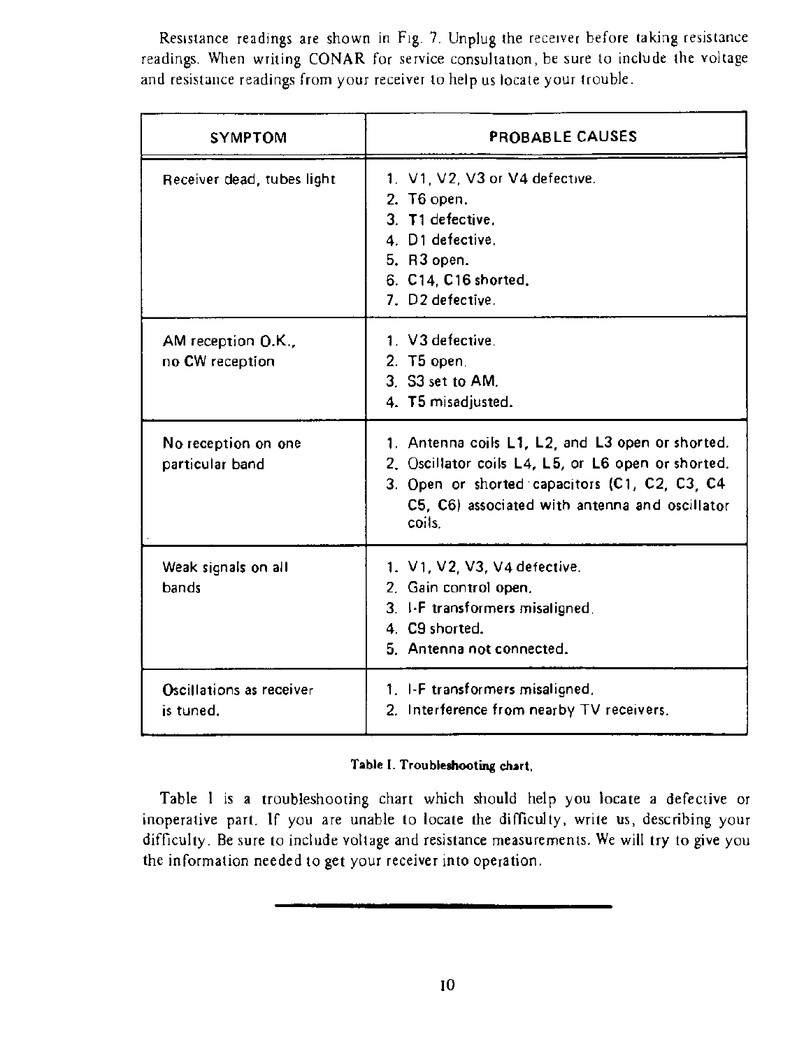Resistance readings are shown in Fig. 7. Unplug the receiver before taking resistance readings. When writing CONAR for service consultation, be sure to include the voltage and resistance readings from your receiver to help us locate your trouble.

| SYMPTOM | PROBABLE CAUSES |
|---|---|
| Receiver dead, tubes light | 1. V1, V2, V3 or V4 defective.<br>2. T6 open.<br>3. T1 defective.<br>4. D1 defective.<br>5. R3 open.<br>6. C14, C16 shorted.<br>7. D2 defective. |
| AM reception O.K., no CW reception | 1. V3 defective.<br>2. T5 open.<br>3. S3 set to AM.<br>4. T5 misadjusted. |
| No reception on one particular band | 1. Antenna coils L1, L2, and L3 open or shorted.<br>2. Oscillator coils L4, L5, or L6 open or shorted.<br>3. Open or shorted capacitors (C1, C2, C3, C4 C5, C6) associated with antenna and oscillator coils. |
| Weak signals on all bands | 1. V1, V2, V3, V4 defective.<br>2. Gain control open.<br>3. I-F transformers misaligned.<br>4. C9 shorted.<br>5. Antenna not connected. |
| Oscillations as receiver is tuned. | 1. I-F transformers misaligned.<br>2. Interference from nearby TV receivers. |

**Table I. Troubleshooting chart.**

Table I is a troubleshooting chart which should help you locate a defective or inoperative part. If you are unable to locate the difficulty, write us, describing your difficulty. Be sure to include voltage and resistance measurements. We will try to give you the information needed to get your receiver into operation.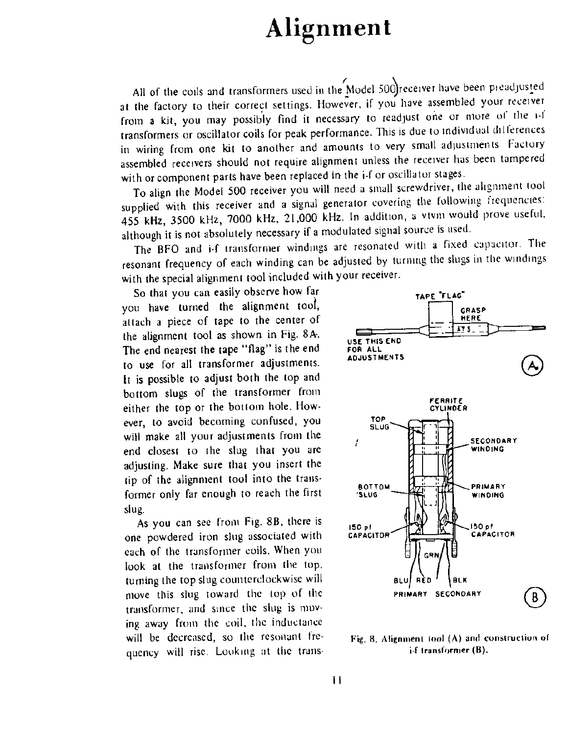# Alignment

All of the coils and transformers used in the Model 500 receiver have been preadjusted at the factory to their correct settings. However, if you have assembled your receiver from a kit, you may possibly find it necessary to readjust one or more of the i-f transformers or oscillator coils for peak performance. This is due to individual differences in wiring from one kit to another and amounts to very small adjustments. Factory assembled receivers should not require alignment unless the receiver has been tampered with or component parts have been replaced in the i-f or oscillator stages.

To align the Model 500 receiver you will need a small screwdriver, the alignment tool supplied with this receiver and a signal generator covering the following frequencies: 455 kHz, 3500 kHz, 7000 kHz, 21,000 kHz. In addition, a vtvm would prove useful, although it is not absolutely necessary if a modulated signal source is used.

The BFO and i-f transformer windings are resonated with a fixed capacitor. The resonant frequency of each winding can be adjusted by turning the slugs in the windings with the special alignment tool included with your receiver.

So that you can easily observe how far you have turned the alignment tool, attach a piece of tape to the center of the alignment tool as shown in Fig. 8A. The end nearest the tape "flag" is the end to use for all transformer adjustments. It is possible to adjust both the top and bottom slugs of the transformer from either the top or the bottom hole. However, to avoid becoming confused, you will make all your adjustments from the end closest to the slug that you are adjusting. Make sure that you insert the tip of the alignment tool into the transformer only far enough to reach the first slug.

As you can see from Fig. 8B, there is one powdered iron slug associated with each of the transformer coils. When you look at the transformer from the top, turning the top slug counterclockwise will move this slug toward the top of the transformer, and since the slug is moving away from the coil, the inductance will be decreased, so the resonant frequency will rise. Looking at the trans-

TAPE "FLAG" — GRASP HERE — USE THIS END FOR ALL ADJUSTMENTS (A)

FERRITE CYLINDER — TOP SLUG — SECONDARY WINDING — BOTTOM SLUG — PRIMARY WINDING — 150 pf CAPACITOR — 150 pf CAPACITOR — GRN — BLU — RED — BLK — PRIMARY — SECONDARY (B)

Fig. 8. Alignment tool (A) and construction of i-f transformer (B).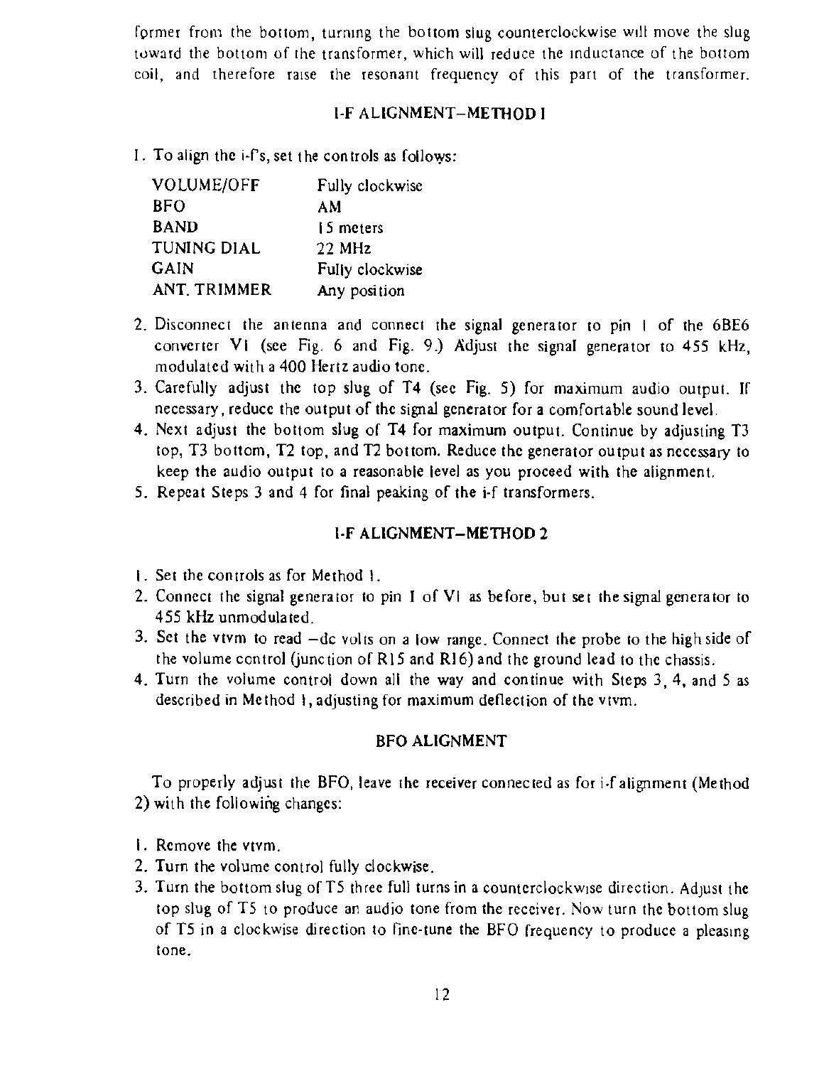former from the bottom, turning the bottom slug counterclockwise will move the slug toward the bottom of the transformer, which will reduce the inductance of the bottom coil, and therefore raise the resonant frequency of this part of the transformer.

## I-F ALIGNMENT–METHOD 1

1. To align the i-f's, set the controls as follows:

| | |
|---|---|
| VOLUME/OFF | Fully clockwise |
| BFO | AM |
| BAND | 15 meters |
| TUNING DIAL | 22 MHz |
| GAIN | Fully clockwise |
| ANT. TRIMMER | Any position |

2. Disconnect the antenna and connect the signal generator to pin 1 of the 6BE6 converter V1 (see Fig. 6 and Fig. 9.) Adjust the signal generator to 455 kHz, modulated with a 400 Hertz audio tone.
3. Carefully adjust the top slug of T4 (see Fig. 5) for maximum audio output. If necessary, reduce the output of the signal generator for a comfortable sound level.
4. Next adjust the bottom slug of T4 for maximum output. Continue by adjusting T3 top, T3 bottom, T2 top, and T2 bottom. Reduce the generator output as necessary to keep the audio output to a reasonable level as you proceed with the alignment.
5. Repeat Steps 3 and 4 for final peaking of the i-f transformers.

## I-F ALIGNMENT–METHOD 2

1. Set the controls as for Method 1.
2. Connect the signal generator to pin 1 of V1 as before, but set the signal generator to 455 kHz unmodulated.
3. Set the vtvm to read –dc volts on a low range. Connect the probe to the high side of the volume control (junction of R15 and R16) and the ground lead to the chassis.
4. Turn the volume control down all the way and continue with Steps 3, 4, and 5 as described in Method 1, adjusting for maximum deflection of the vtvm.

## BFO ALIGNMENT

To properly adjust the BFO, leave the receiver connected as for i-f alignment (Method 2) with the following changes:

1. Remove the vtvm.
2. Turn the volume control fully clockwise.
3. Turn the bottom slug of T5 three full turns in a counterclockwise direction. Adjust the top slug of T5 to produce an audio tone from the receiver. Now turn the bottom slug of T5 in a clockwise direction to fine-tune the BFO frequency to produce a pleasing tone.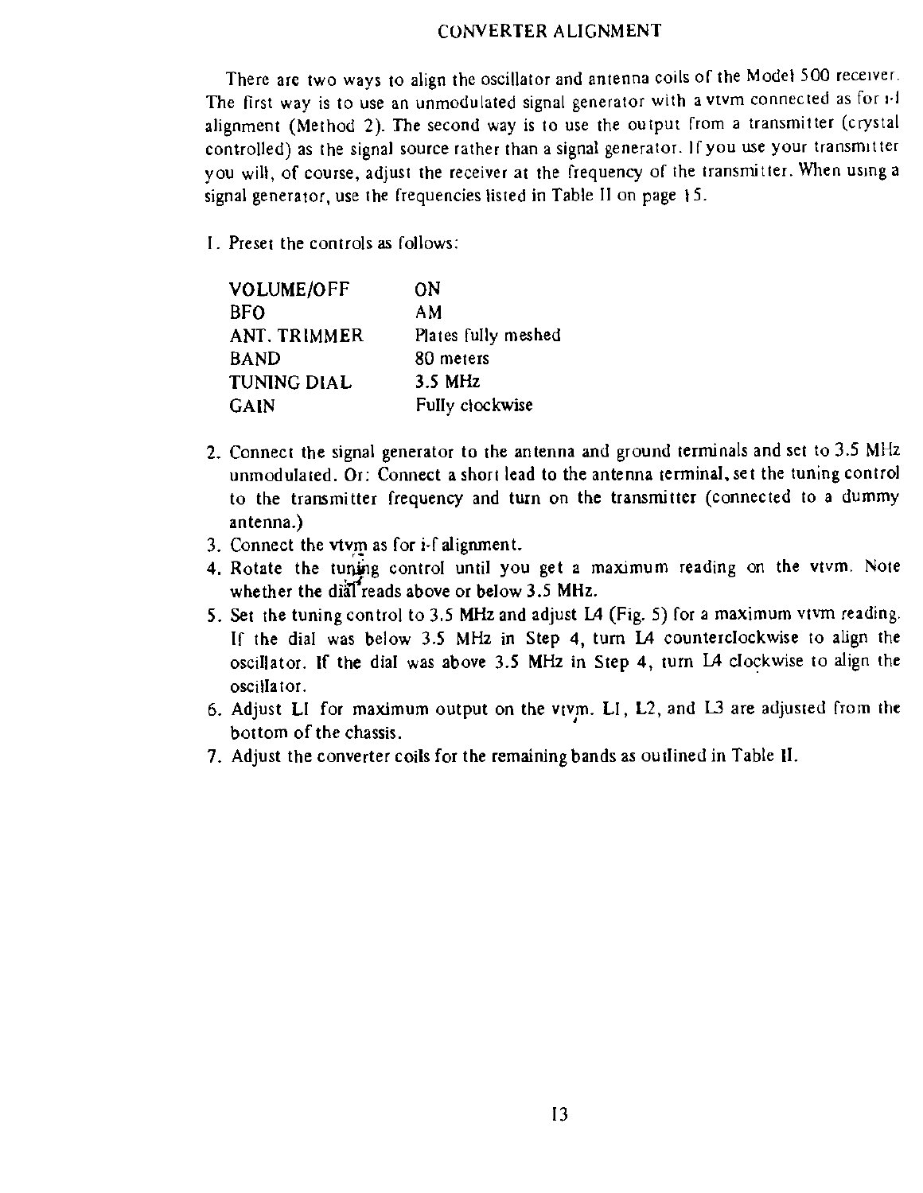# CONVERTER ALIGNMENT

There are two ways to align the oscillator and antenna coils of the Model 500 receiver. The first way is to use an unmodulated signal generator with a vtvm connected as for i-f alignment (Method 2). The second way is to use the output from a transmitter (crystal controlled) as the signal source rather than a signal generator. If you use your transmitter you will, of course, adjust the receiver at the frequency of the transmitter. When using a signal generator, use the frequencies listed in Table II on page 15.

1. Preset the controls as follows:

| | |
|---|---|
| VOLUME/OFF | ON |
| BFO | AM |
| ANT. TRIMMER | Plates fully meshed |
| BAND | 80 meters |
| TUNING DIAL | 3.5 MHz |
| GAIN | Fully clockwise |

2. Connect the signal generator to the antenna and ground terminals and set to 3.5 MHz unmodulated. Or: Connect a short lead to the antenna terminal, set the tuning control to the transmitter frequency and turn on the transmitter (connected to a dummy antenna.)
3. Connect the vtvm as for i-f alignment.
4. Rotate the tuning control until you get a maximum reading on the vtvm. Note whether the dial reads above or below 3.5 MHz.
5. Set the tuning control to 3.5 MHz and adjust L4 (Fig. 5) for a maximum vtvm reading. If the dial was below 3.5 MHz in Step 4, turn L4 counterclockwise to align the oscillator. If the dial was above 3.5 MHz in Step 4, turn L4 clockwise to align the oscillator.
6. Adjust L1 for maximum output on the vtvm. L1, L2, and L3 are adjusted from the bottom of the chassis.
7. Adjust the converter coils for the remaining bands as outlined in Table II.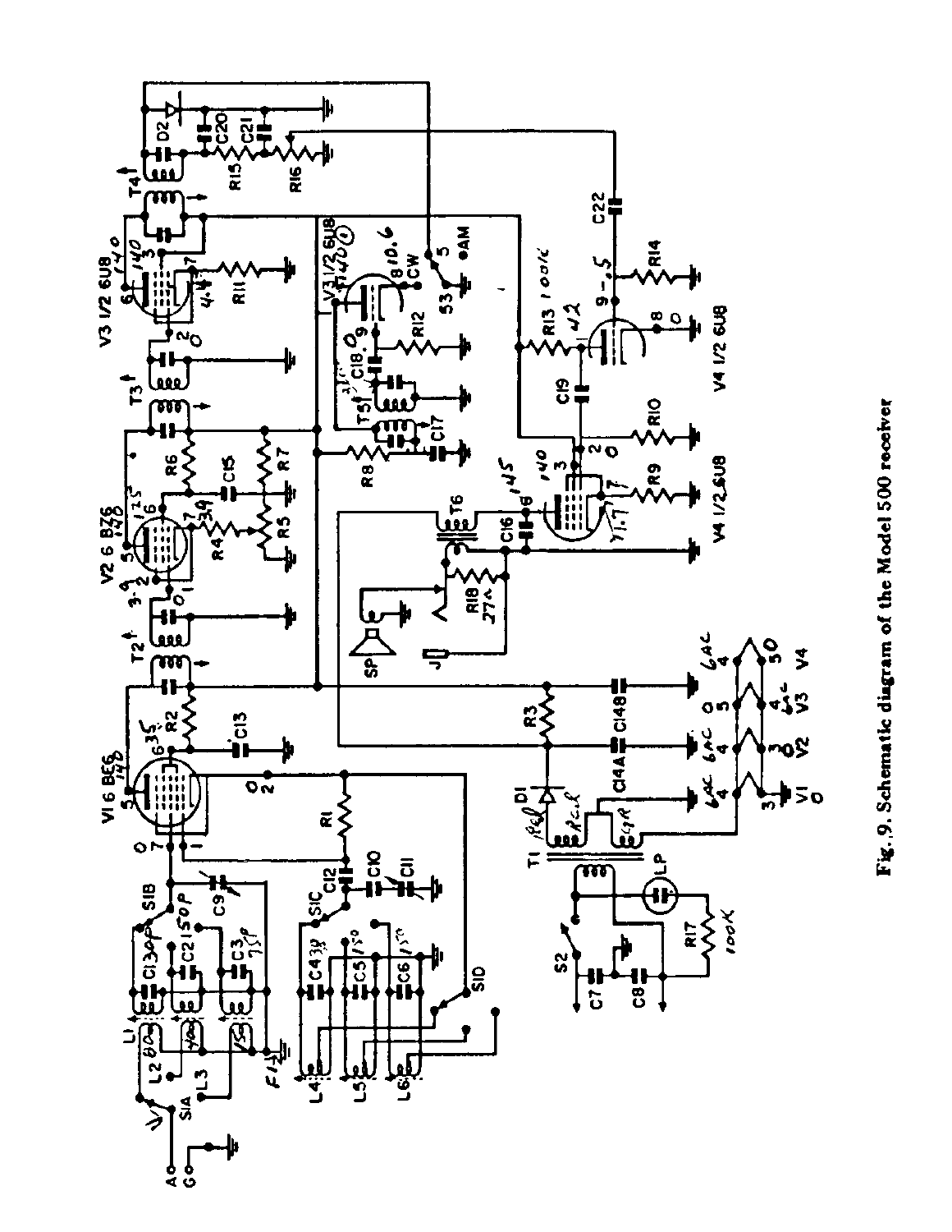**Fig. 9. Schematic diagram of the Model 500 receiver**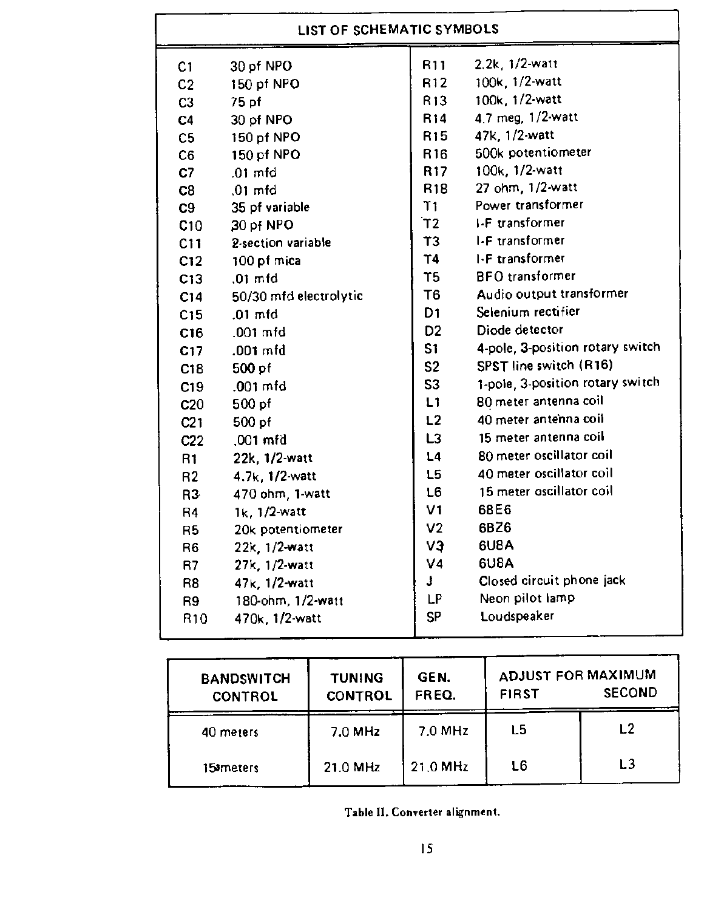## LIST OF SCHEMATIC SYMBOLS

| | | | |
|---|---|---|---|
| C1 | 30 pf NPO | R11 | 2.2k, 1/2-watt |
| C2 | 150 pf NPO | R12 | 100k, 1/2-watt |
| C3 | 75 pf | R13 | 100k, 1/2-watt |
| C4 | 30 pf NPO | R14 | 4.7 meg, 1/2-watt |
| C5 | 150 pf NPO | R15 | 47k, 1/2-watt |
| C6 | 150 pf NPO | R16 | 500k potentiometer |
| C7 | .01 mfd | R17 | 100k, 1/2-watt |
| C8 | .01 mfd | R18 | 27 ohm, 1/2-watt |
| C9 | 35 pf variable | T1 | Power transformer |
| C10 | 30 pf NPO | T2 | I-F transformer |
| C11 | 2-section variable | T3 | I-F transformer |
| C12 | 100 pf mica | T4 | I-F transformer |
| C13 | .01 mfd | T5 | BFO transformer |
| C14 | 50/30 mfd electrolytic | T6 | Audio output transformer |
| C15 | .01 mfd | D1 | Selenium rectifier |
| C16 | .001 mfd | D2 | Diode detector |
| C17 | .001 mfd | S1 | 4-pole, 3-position rotary switch |
| C18 | 500 pf | S2 | SPST line switch (R16) |
| C19 | .001 mfd | S3 | 1-pole, 3-position rotary switch |
| C20 | 500 pf | L1 | 80 meter antenna coil |
| C21 | 500 pf | L2 | 40 meter antenna coil |
| C22 | .001 mfd | L3 | 15 meter antenna coil |
| R1 | 22k, 1/2-watt | L4 | 80 meter oscillator coil |
| R2 | 4.7k, 1/2-watt | L5 | 40 meter oscillator coil |
| R3 | 470 ohm, 1-watt | L6 | 15 meter oscillator coil |
| R4 | 1k, 1/2-watt | V1 | 6BE6 |
| R5 | 20k potentiometer | V2 | 6BZ6 |
| R6 | 22k, 1/2-watt | V3 | 6U8A |
| R7 | 27k, 1/2-watt | V4 | 6U8A |
| R8 | 47k, 1/2-watt | J | Closed circuit phone jack |
| R9 | 180-ohm, 1/2-watt | LP | Neon pilot lamp |
| R10 | 470k, 1/2-watt | SP | Loudspeaker |

| BANDSWITCH CONTROL | TUNING CONTROL | GEN. FREQ. | ADJUST FOR MAXIMUM FIRST | SECOND |
|---|---|---|---|---|
| 40 meters | 7.0 MHz | 7.0 MHz | L5 | L2 |
| 15 meters | 21.0 MHz | 21.0 MHz | L6 | L3 |

Table II. Converter alignment.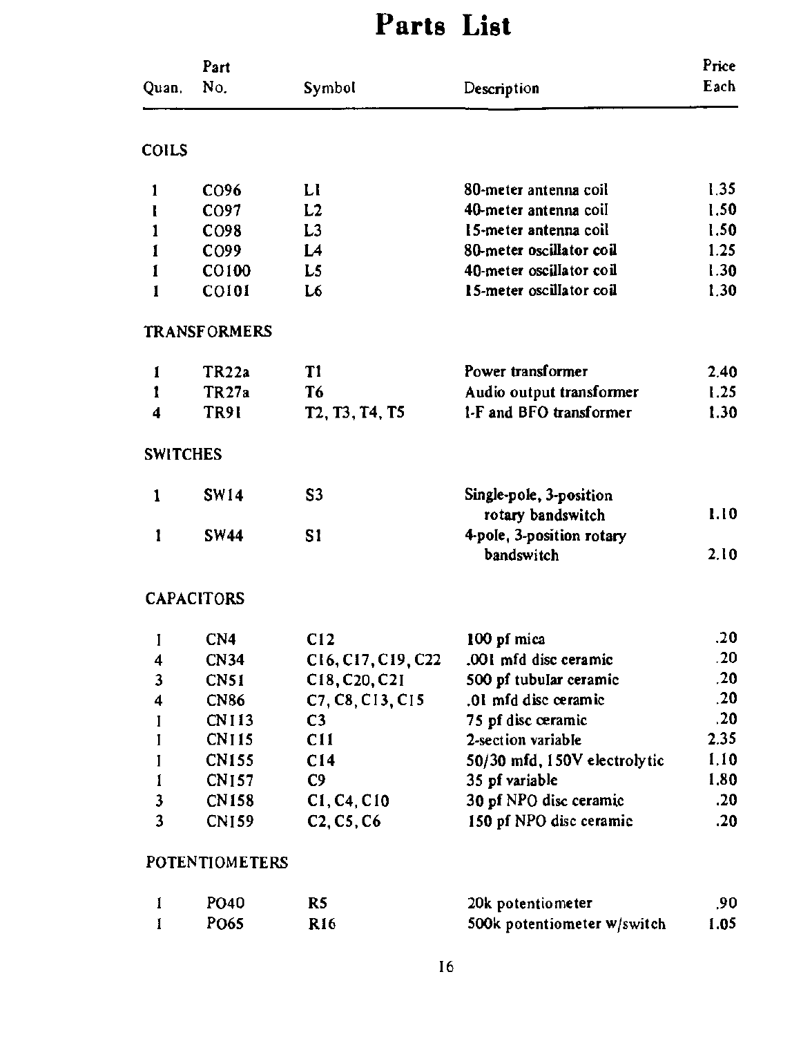# Parts List

| Quan. | Part No. | Symbol | Description | Price Each |
|---|---|---|---|---|
| **COILS** | | | | |
| 1 | CO96 | L1 | 80-meter antenna coil | 1.35 |
| 1 | CO97 | L2 | 40-meter antenna coil | 1.50 |
| 1 | CO98 | L3 | 15-meter antenna coil | 1.50 |
| 1 | CO99 | L4 | 80-meter oscillator coil | 1.25 |
| 1 | CO100 | L5 | 40-meter oscillator coil | 1.30 |
| 1 | CO101 | L6 | 15-meter oscillator coil | 1.30 |
| **TRANSFORMERS** | | | | |
| 1 | TR22a | T1 | Power transformer | 2.40 |
| 1 | TR27a | T6 | Audio output transformer | 1.25 |
| 4 | TR91 | T2, T3, T4, T5 | I-F and BFO transformer | 1.30 |
| **SWITCHES** | | | | |
| 1 | SW14 | S3 | Single-pole, 3-position rotary bandswitch | 1.10 |
| 1 | SW44 | S1 | 4-pole, 3-position rotary bandswitch | 2.10 |
| **CAPACITORS** | | | | |
| 1 | CN4 | C12 | 100 pf mica | .20 |
| 4 | CN34 | C16, C17, C19, C22 | .001 mfd disc ceramic | .20 |
| 3 | CN51 | C18, C20, C21 | 500 pf tubular ceramic | .20 |
| 4 | CN86 | C7, C8, C13, C15 | .01 mfd disc ceramic | .20 |
| 1 | CN113 | C3 | 75 pf disc ceramic | .20 |
| 1 | CN115 | C11 | 2-section variable | 2.35 |
| 1 | CN155 | C14 | 50/30 mfd, 150V electrolytic | 1.10 |
| 1 | CN157 | C9 | 35 pf variable | 1.80 |
| 3 | CN158 | C1, C4, C10 | 30 pf NPO disc ceramic | .20 |
| 3 | CN159 | C2, C5, C6 | 150 pf NPO disc ceramic | .20 |
| **POTENTIOMETERS** | | | | |
| 1 | PO40 | R5 | 20k potentiometer | .90 |
| 1 | PO65 | R16 | 500k potentiometer w/switch | 1.05 |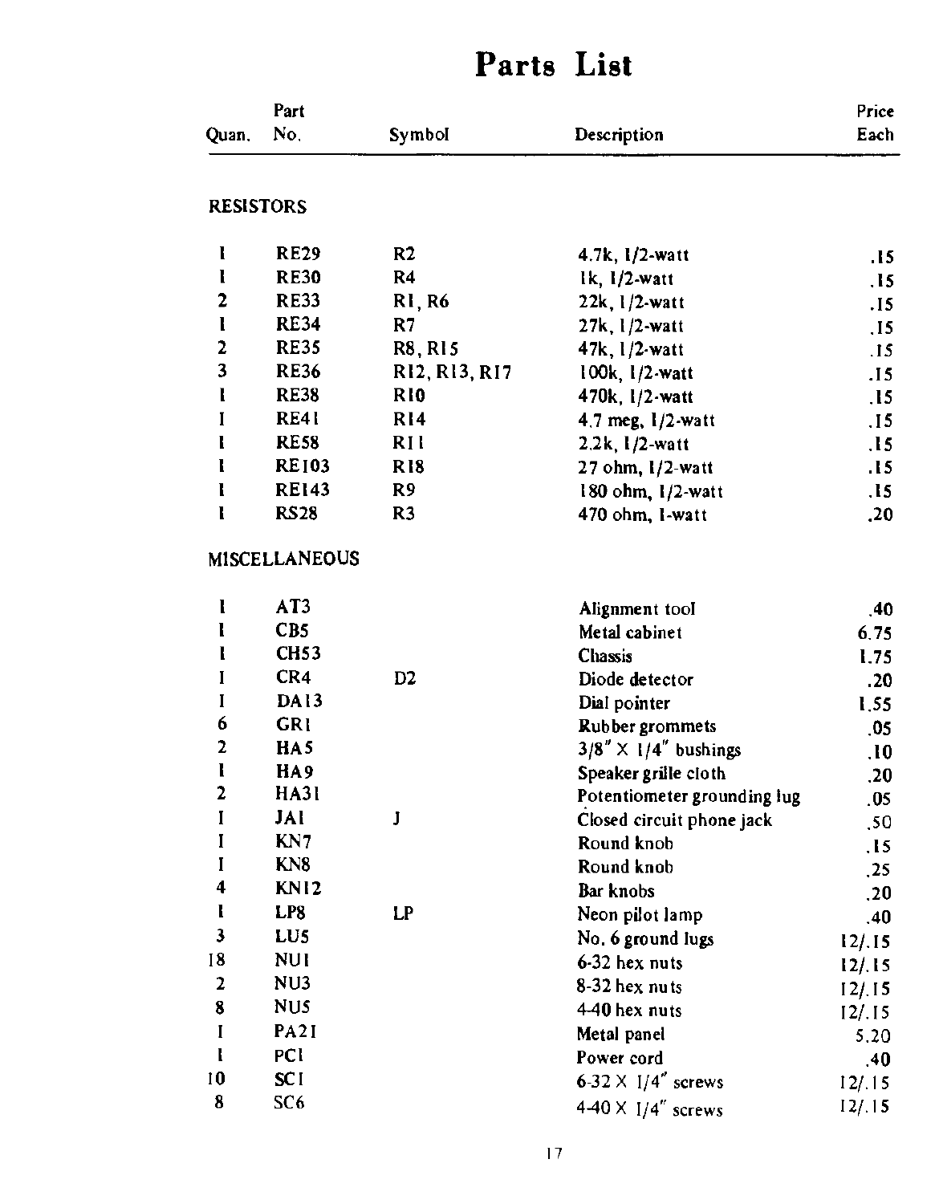# Parts List

| Quan. | Part No. | Symbol | Description | Price Each |
|---|---|---|---|---|
| **RESISTORS** | | | | |
| 1 | RE29 | R2 | 4.7k, 1/2-watt | .15 |
| 1 | RE30 | R4 | 1k, 1/2-watt | .15 |
| 2 | RE33 | R1, R6 | 22k, 1/2-watt | .15 |
| 1 | RE34 | R7 | 27k, 1/2-watt | .15 |
| 2 | RE35 | R8, R15 | 47k, 1/2-watt | .15 |
| 3 | RE36 | R12, R13, R17 | 100k, 1/2-watt | .15 |
| 1 | RE38 | R10 | 470k, 1/2-watt | .15 |
| 1 | RE41 | R14 | 4.7 meg, 1/2-watt | .15 |
| 1 | RE58 | R11 | 2.2k, 1/2-watt | .15 |
| 1 | RE103 | R18 | 27 ohm, 1/2-watt | .15 |
| 1 | RE143 | R9 | 180 ohm, 1/2-watt | .15 |
| 1 | RS28 | R3 | 470 ohm, 1-watt | .20 |
| **MISCELLANEOUS** | | | | |
| 1 | AT3 | | Alignment tool | .40 |
| 1 | CB5 | | Metal cabinet | 6.75 |
| 1 | CH53 | | Chassis | 1.75 |
| 1 | CR4 | D2 | Diode detector | .20 |
| 1 | DA13 | | Dial pointer | 1.55 |
| 6 | GR1 | | Rubber grommets | .05 |
| 2 | HA5 | | 3/8" X 1/4" bushings | .10 |
| 1 | HA9 | | Speaker grille cloth | .20 |
| 2 | HA31 | | Potentiometer grounding lug | .05 |
| 1 | JA1 | J | Closed circuit phone jack | .50 |
| 1 | KN7 | | Round knob | .15 |
| 1 | KN8 | | Round knob | .25 |
| 4 | KN12 | | Bar knobs | .20 |
| 1 | LP8 | LP | Neon pilot lamp | .40 |
| 3 | LU5 | | No. 6 ground lugs | 12/.15 |
| 18 | NU1 | | 6-32 hex nuts | 12/.15 |
| 2 | NU3 | | 8-32 hex nuts | 12/.15 |
| 8 | NU5 | | 4-40 hex nuts | 12/.15 |
| 1 | PA21 | | Metal panel | 5.20 |
| 1 | PC1 | | Power cord | .40 |
| 10 | SC1 | | 6-32 X 1/4" screws | 12/.15 |
| 8 | SC6 | | 4-40 X 1/4" screws | 12/.15 |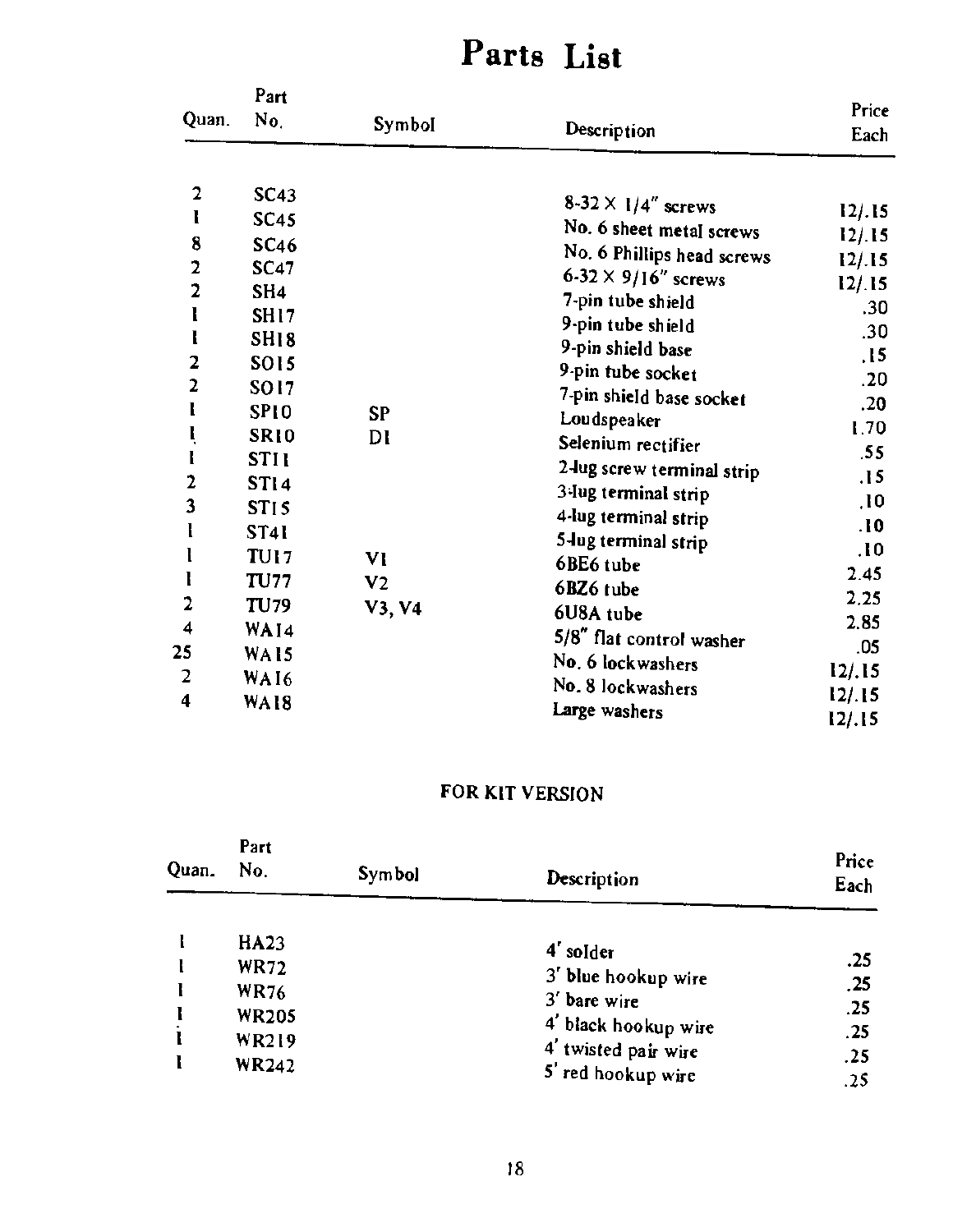# Parts List

| Quan. | Part No. | Symbol | Description | Price Each |
|---|---|---|---|---|
| 2 | SC43 | | 8-32 X 1/4" screws | 12/.15 |
| 1 | SC45 | | No. 6 sheet metal screws | 12/.15 |
| 8 | SC46 | | No. 6 Phillips head screws | 12/.15 |
| 2 | SC47 | | 6-32 X 9/16" screws | 12/.15 |
| 2 | SH4 | | 7-pin tube shield | .30 |
| 1 | SH17 | | 9-pin tube shield | .30 |
| 1 | SH18 | | 9-pin shield base | .15 |
| 2 | SO15 | | 9-pin tube socket | .20 |
| 2 | SO17 | | 7-pin shield base socket | .20 |
| 1 | SP10 | SP | Loudspeaker | 1.70 |
| 1 | SR10 | D1 | Selenium rectifier | .55 |
| 1 | ST11 | | 2-lug screw terminal strip | .15 |
| 2 | ST14 | | 3-lug terminal strip | .10 |
| 3 | ST15 | | 4-lug terminal strip | .10 |
| 1 | ST41 | | 5-lug terminal strip | .10 |
| 1 | TU17 | V1 | 6BE6 tube | 2.45 |
| 1 | TU77 | V2 | 6BZ6 tube | 2.25 |
| 2 | TU79 | V3, V4 | 6U8A tube | 2.85 |
| 4 | WA14 | | 5/8" flat control washer | .05 |
| 25 | WA15 | | No. 6 lockwashers | 12/.15 |
| 2 | WA16 | | No. 8 lockwashers | 12/.15 |
| 4 | WA18 | | Large washers | 12/.15 |

## FOR KIT VERSION

| Quan. | Part No. | Symbol | Description | Price Each |
|---|---|---|---|---|
| 1 | HA23 | | 4' solder | .25 |
| 1 | WR72 | | 3' blue hookup wire | .25 |
| 1 | WR76 | | 3' bare wire | .25 |
| 1 | WR205 | | 4' black hookup wire | .25 |
| 1 | WR219 | | 4' twisted pair wire | .25 |
| 1 | WR242 | | 5' red hookup wire | .25 |